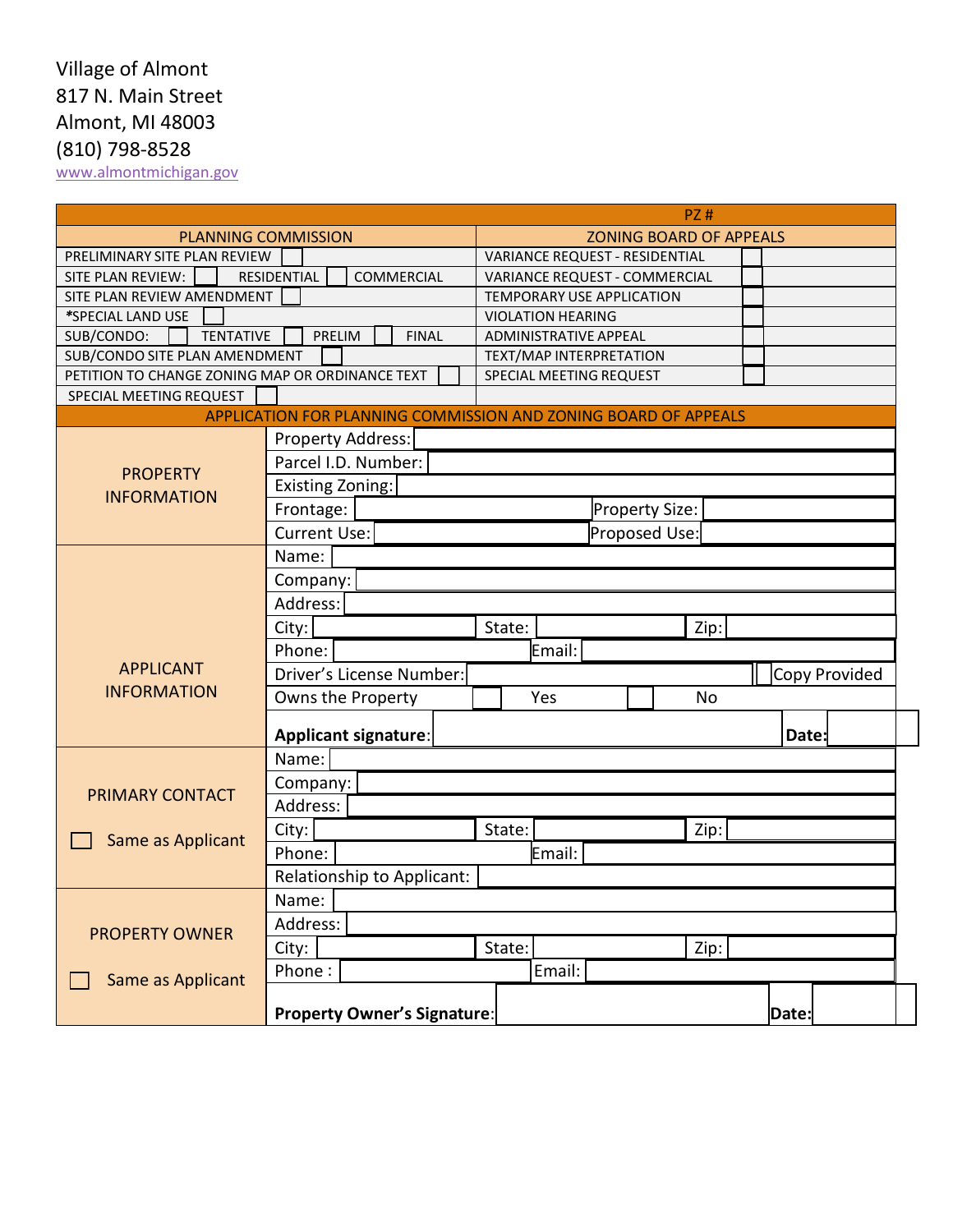Village of Almont
817 N. Main Street
Almont, MI 48003
(810) 798-8528
www.almontmichigan.gov

| | PZ # |
|---|---|
| **PLANNING COMMISSION** | **ZONING BOARD OF APPEALS** |
| PRELIMINARY SITE PLAN REVIEW ☐ | VARIANCE REQUEST - RESIDENTIAL ☐ |
| SITE PLAN REVIEW: ☐ RESIDENTIAL ☐ COMMERCIAL | VARIANCE REQUEST - COMMERCIAL ☐ |
| SITE PLAN REVIEW AMENDMENT ☐ | TEMPORARY USE APPLICATION ☐ |
| *SPECIAL LAND USE ☐ | VIOLATION HEARING ☐ |
| SUB/CONDO: ☐ TENTATIVE ☐ PRELIM ☐ FINAL | ADMINISTRATIVE APPEAL ☐ |
| SUB/CONDO SITE PLAN AMENDMENT ☐ | TEXT/MAP INTERPRETATION ☐ |
| PETITION TO CHANGE ZONING MAP OR ORDINANCE TEXT ☐ | SPECIAL MEETING REQUEST ☐ |
| SPECIAL MEETING REQUEST ☐ | |

**APPLICATION FOR PLANNING COMMISSION AND ZONING BOARD OF APPEALS**

| | | | | |
|---|---|---|---|---|
| **PROPERTY INFORMATION** | Property Address: | | | |
| | Parcel I.D. Number: | | | |
| | Existing Zoning: | | | |
| | Frontage: | | Property Size: | |
| | Current Use: | | Proposed Use: | |
| **APPLICANT INFORMATION** | Name: | | | |
| | Company: | | | |
| | Address: | | | |
| | City: | State: | Zip: | |
| | Phone: | | Email: | |
| | Driver's License Number: | | ☐ Copy Provided | |
| | Owns the Property | ☐ Yes | ☐ No | |
| | **Applicant signature**: | | **Date:** | |
| **PRIMARY CONTACT** ☐ Same as Applicant | Name: | | | |
| | Company: | | | |
| | Address: | | | |
| | City: | State: | Zip: | |
| | Phone: | | Email: | |
| | Relationship to Applicant: | | | |
| **PROPERTY OWNER** ☐ Same as Applicant | Name: | | | |
| | Address: | | | |
| | City: | State: | Zip: | |
| | Phone : | | Email: | |
| | **Property Owner's Signature**: | | **Date:** | |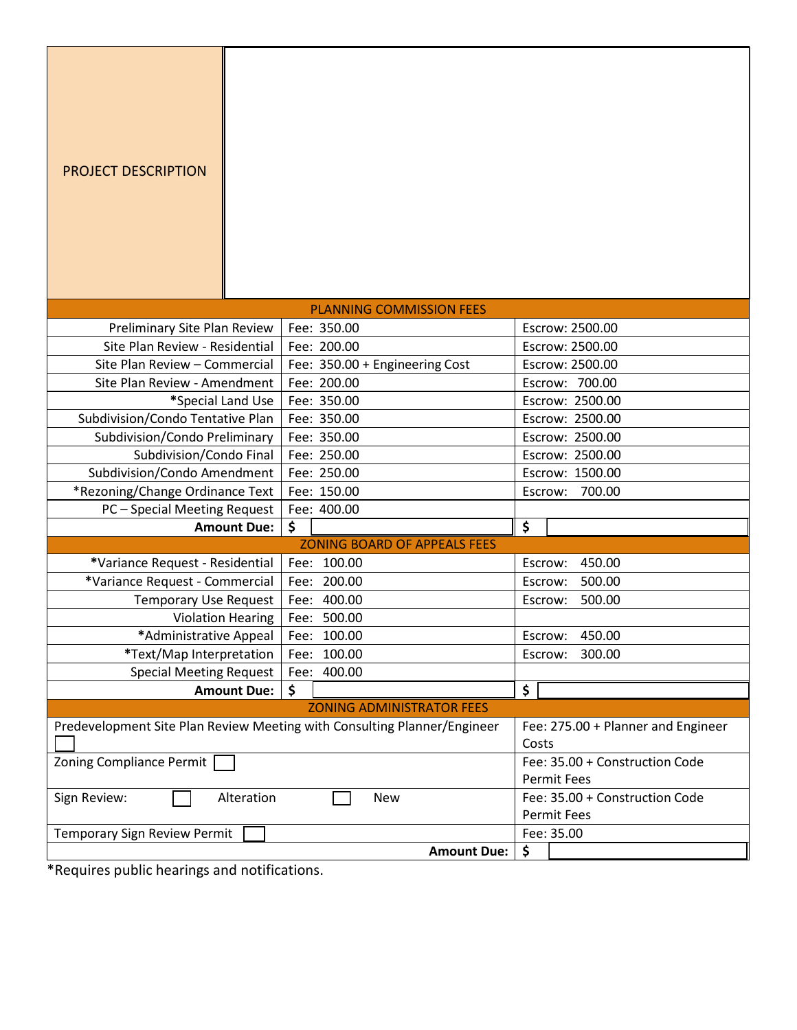| PROJECT DESCRIPTION | |
|---|---|

| PLANNING COMMISSION FEES | | |
|---|---|---|
| Preliminary Site Plan Review | Fee: 350.00 | Escrow: 2500.00 |
| Site Plan Review - Residential | Fee: 200.00 | Escrow: 2500.00 |
| Site Plan Review – Commercial | Fee: 350.00 + Engineering Cost | Escrow: 2500.00 |
| Site Plan Review - Amendment | Fee: 200.00 | Escrow: 700.00 |
| *Special Land Use | Fee: 350.00 | Escrow: 2500.00 |
| Subdivision/Condo Tentative Plan | Fee: 350.00 | Escrow: 2500.00 |
| Subdivision/Condo Preliminary | Fee: 350.00 | Escrow: 2500.00 |
| Subdivision/Condo Final | Fee: 250.00 | Escrow: 2500.00 |
| Subdivision/Condo Amendment | Fee: 250.00 | Escrow: 1500.00 |
| *Rezoning/Change Ordinance Text | Fee: 150.00 | Escrow: 700.00 |
| PC – Special Meeting Request | Fee: 400.00 | |
| **Amount Due:** | $ | $ |

| ZONING BOARD OF APPEALS FEES | | |
|---|---|---|
| *Variance Request - Residential | Fee: 100.00 | Escrow: 450.00 |
| *Variance Request - Commercial | Fee: 200.00 | Escrow: 500.00 |
| Temporary Use Request | Fee: 400.00 | Escrow: 500.00 |
| Violation Hearing | Fee: 500.00 | |
| *Administrative Appeal | Fee: 100.00 | Escrow: 450.00 |
| *Text/Map Interpretation | Fee: 100.00 | Escrow: 300.00 |
| Special Meeting Request | Fee: 400.00 | |
| **Amount Due:** | $ | $ |

| ZONING ADMINISTRATOR FEES | |
|---|---|
| Predevelopment Site Plan Review Meeting with Consulting Planner/Engineer ☐ | Fee: 275.00 + Planner and Engineer Costs |
| Zoning Compliance Permit ☐ | Fee: 35.00 + Construction Code Permit Fees |
| Sign Review: ☐ Alteration ☐ New | Fee: 35.00 + Construction Code Permit Fees |
| Temporary Sign Review Permit ☐ | Fee: 35.00 |
| **Amount Due:** | $ |

*Requires public hearings and notifications.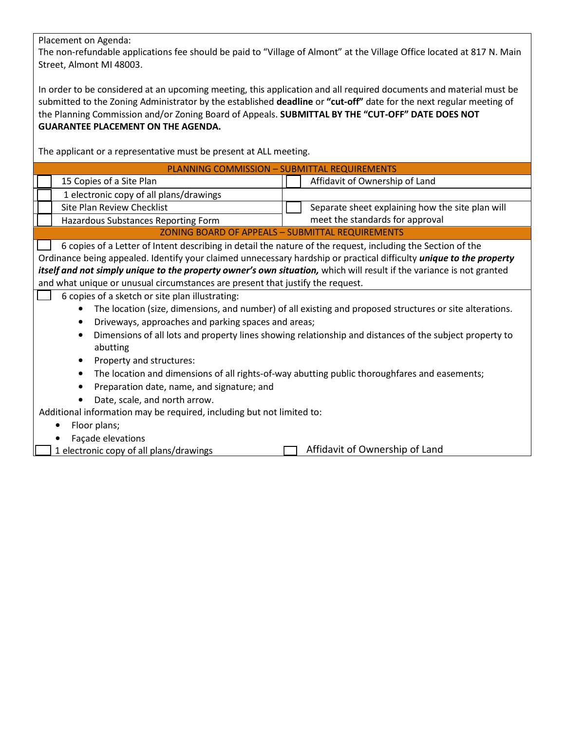Placement on Agenda:
The non-refundable applications fee should be paid to "Village of Almont" at the Village Office located at 817 N. Main Street, Almont MI 48003.

In order to be considered at an upcoming meeting, this application and all required documents and material must be submitted to the Zoning Administrator by the established **deadline** or **"cut-off"** date for the next regular meeting of the Planning Commission and/or Zoning Board of Appeals. **SUBMITTAL BY THE "CUT-OFF" DATE DOES NOT GUARANTEE PLACEMENT ON THE AGENDA.**

The applicant or a representative must be present at ALL meeting.

## PLANNING COMMISSION – SUBMITTAL REQUIREMENTS

| | |
|---|---|
| ☐ 15 Copies of a Site Plan | ☐ Affidavit of Ownership of Land |
| ☐ 1 electronic copy of all plans/drawings | |
| ☐ Site Plan Review Checklist | ☐ Separate sheet explaining how the site plan will meet the standards for approval |
| ☐ Hazardous Substances Reporting Form | |

## ZONING BOARD OF APPEALS – SUBMITTAL REQUIREMENTS

☐ 6 copies of a Letter of Intent describing in detail the nature of the request, including the Section of the Ordinance being appealed. Identify your claimed unnecessary hardship or practical difficulty ***unique to the property itself and not simply unique to the property owner's own situation,*** which will result if the variance is not granted and what unique or unusual circumstances are present that justify the request.

☐ 6 copies of a sketch or site plan illustrating:

- The location (size, dimensions, and number) of all existing and proposed structures or site alterations.
- Driveways, approaches and parking spaces and areas;
- Dimensions of all lots and property lines showing relationship and distances of the subject property to abutting
- Property and structures:
- The location and dimensions of all rights-of-way abutting public thoroughfares and easements;
- Preparation date, name, and signature; and
- Date, scale, and north arrow.

Additional information may be required, including but not limited to:

- Floor plans;
- Façade elevations

☐ 1 electronic copy of all plans/drawings

☐ Affidavit of Ownership of Land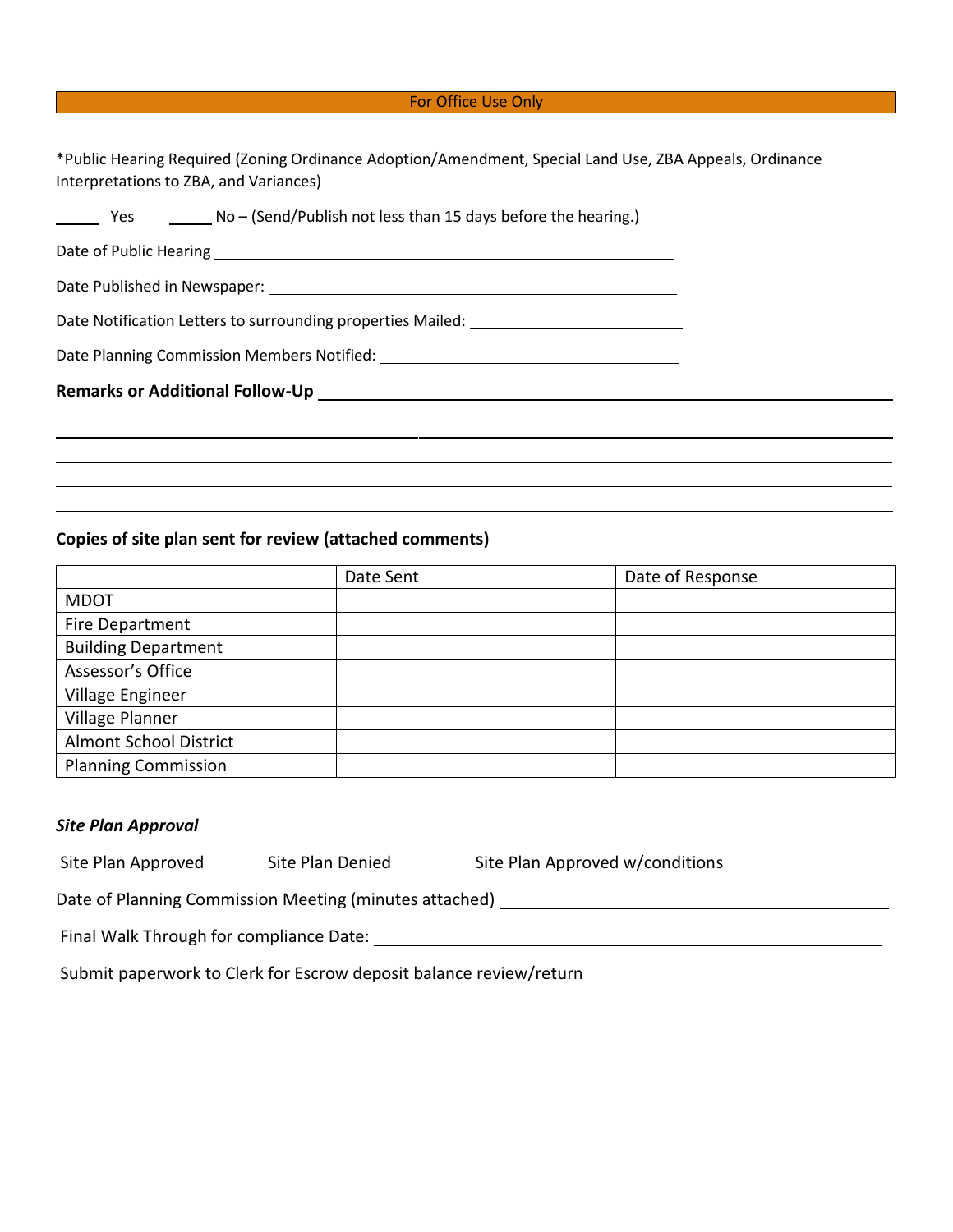For Office Use Only

*Public Hearing Required (Zoning Ordinance Adoption/Amendment, Special Land Use, ZBA Appeals, Ordinance Interpretations to ZBA, and Variances)

_____ Yes _____ No – (Send/Publish not less than 15 days before the hearing.)

Date of Public Hearing ______________________________

Date Published in Newspaper: ______________________________

Date Notification Letters to surrounding properties Mailed: ______________________________

Date Planning Commission Members Notified: ______________________________

**Remarks or Additional Follow-Up** ______________________________

______________________________

______________________________

______________________________

______________________________

**Copies of site plan sent for review (attached comments)**

| | Date Sent | Date of Response |
|---|---|---|
| MDOT | | |
| Fire Department | | |
| Building Department | | |
| Assessor's Office | | |
| Village Engineer | | |
| Village Planner | | |
| Almont School District | | |
| Planning Commission | | |

***Site Plan Approval***

Site Plan Approved Site Plan Denied Site Plan Approved w/conditions

Date of Planning Commission Meeting (minutes attached) ______________________________

Final Walk Through for compliance Date: ______________________________

Submit paperwork to Clerk for Escrow deposit balance review/return